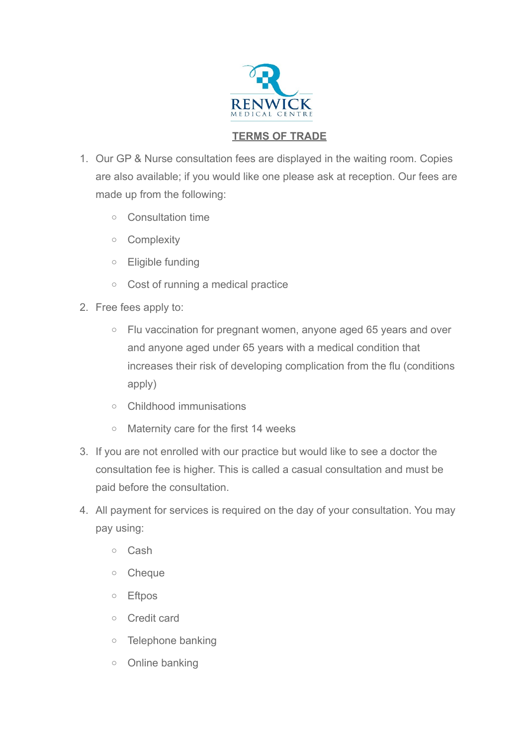RENWICK
MEDICAL CENTRE

# TERMS OF TRADE

1. Our GP & Nurse consultation fees are displayed in the waiting room. Copies are also available; if you would like one please ask at reception. Our fees are made up from the following:
   - Consultation time
   - Complexity
   - Eligible funding
   - Cost of running a medical practice
2. Free fees apply to:
   - Flu vaccination for pregnant women, anyone aged 65 years and over and anyone aged under 65 years with a medical condition that increases their risk of developing complication from the flu (conditions apply)
   - Childhood immunisations
   - Maternity care for the first 14 weeks
3. If you are not enrolled with our practice but would like to see a doctor the consultation fee is higher. This is called a casual consultation and must be paid before the consultation.
4. All payment for services is required on the day of your consultation. You may pay using:
   - Cash
   - Cheque
   - Eftpos
   - Credit card
   - Telephone banking
   - Online banking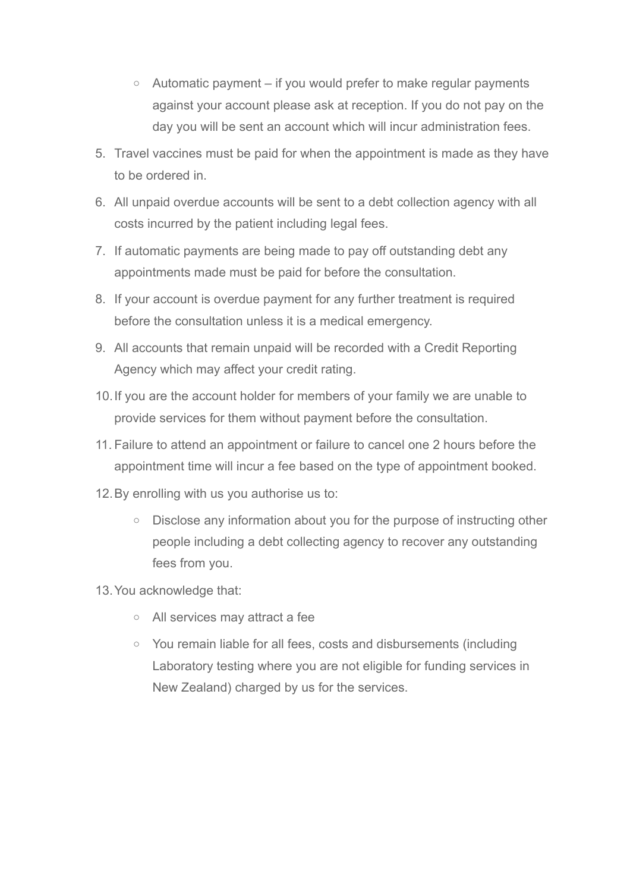- Automatic payment – if you would prefer to make regular payments against your account please ask at reception. If you do not pay on the day you will be sent an account which will incur administration fees.

5. Travel vaccines must be paid for when the appointment is made as they have to be ordered in.
6. All unpaid overdue accounts will be sent to a debt collection agency with all costs incurred by the patient including legal fees.
7. If automatic payments are being made to pay off outstanding debt any appointments made must be paid for before the consultation.
8. If your account is overdue payment for any further treatment is required before the consultation unless it is a medical emergency.
9. All accounts that remain unpaid will be recorded with a Credit Reporting Agency which may affect your credit rating.
10. If you are the account holder for members of your family we are unable to provide services for them without payment before the consultation.
11. Failure to attend an appointment or failure to cancel one 2 hours before the appointment time will incur a fee based on the type of appointment booked.
12. By enrolling with us you authorise us to:
    - Disclose any information about you for the purpose of instructing other people including a debt collecting agency to recover any outstanding fees from you.
13. You acknowledge that:
    - All services may attract a fee
    - You remain liable for all fees, costs and disbursements (including Laboratory testing where you are not eligible for funding services in New Zealand) charged by us for the services.